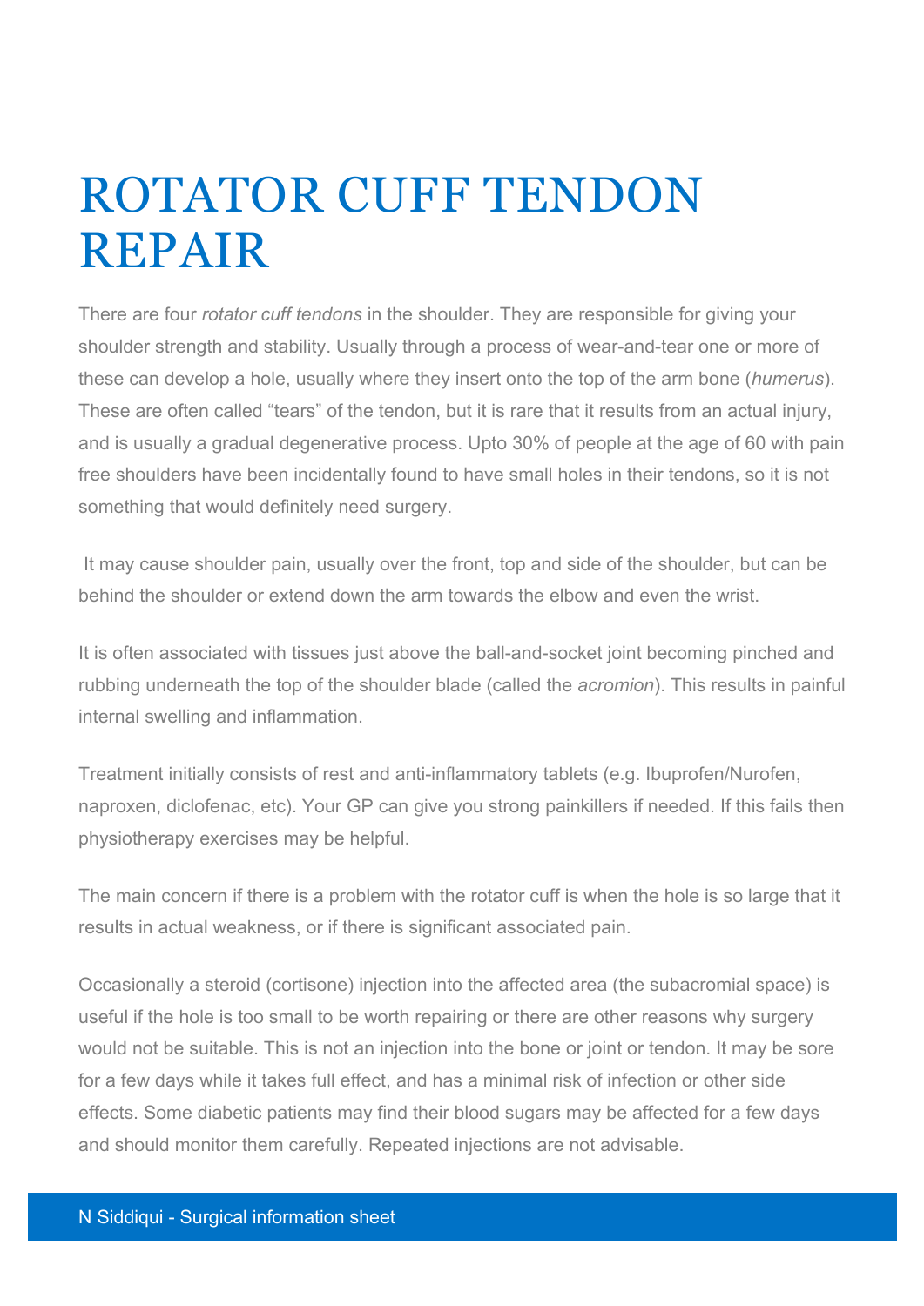# ROTATOR CUFF TENDON REPAIR

There are four *rotator cuff tendons* in the shoulder. They are responsible for giving your shoulder strength and stability. Usually through a process of wear-and-tear one or more of these can develop a hole, usually where they insert onto the top of the arm bone (*humerus*). These are often called "tears" of the tendon, but it is rare that it results from an actual injury, and is usually a gradual degenerative process. Upto 30% of people at the age of 60 with pain free shoulders have been incidentally found to have small holes in their tendons, so it is not something that would definitely need surgery.

It may cause shoulder pain, usually over the front, top and side of the shoulder, but can be behind the shoulder or extend down the arm towards the elbow and even the wrist.

It is often associated with tissues just above the ball-and-socket joint becoming pinched and rubbing underneath the top of the shoulder blade (called the *acromion*). This results in painful internal swelling and inflammation.

Treatment initially consists of rest and anti-inflammatory tablets (e.g. Ibuprofen/Nurofen, naproxen, diclofenac, etc). Your GP can give you strong painkillers if needed. If this fails then physiotherapy exercises may be helpful.

The main concern if there is a problem with the rotator cuff is when the hole is so large that it results in actual weakness, or if there is significant associated pain.

Occasionally a steroid (cortisone) injection into the affected area (the subacromial space) is useful if the hole is too small to be worth repairing or there are other reasons why surgery would not be suitable. This is not an injection into the bone or joint or tendon. It may be sore for a few days while it takes full effect, and has a minimal risk of infection or other side effects. Some diabetic patients may find their blood sugars may be affected for a few days and should monitor them carefully. Repeated injections are not advisable.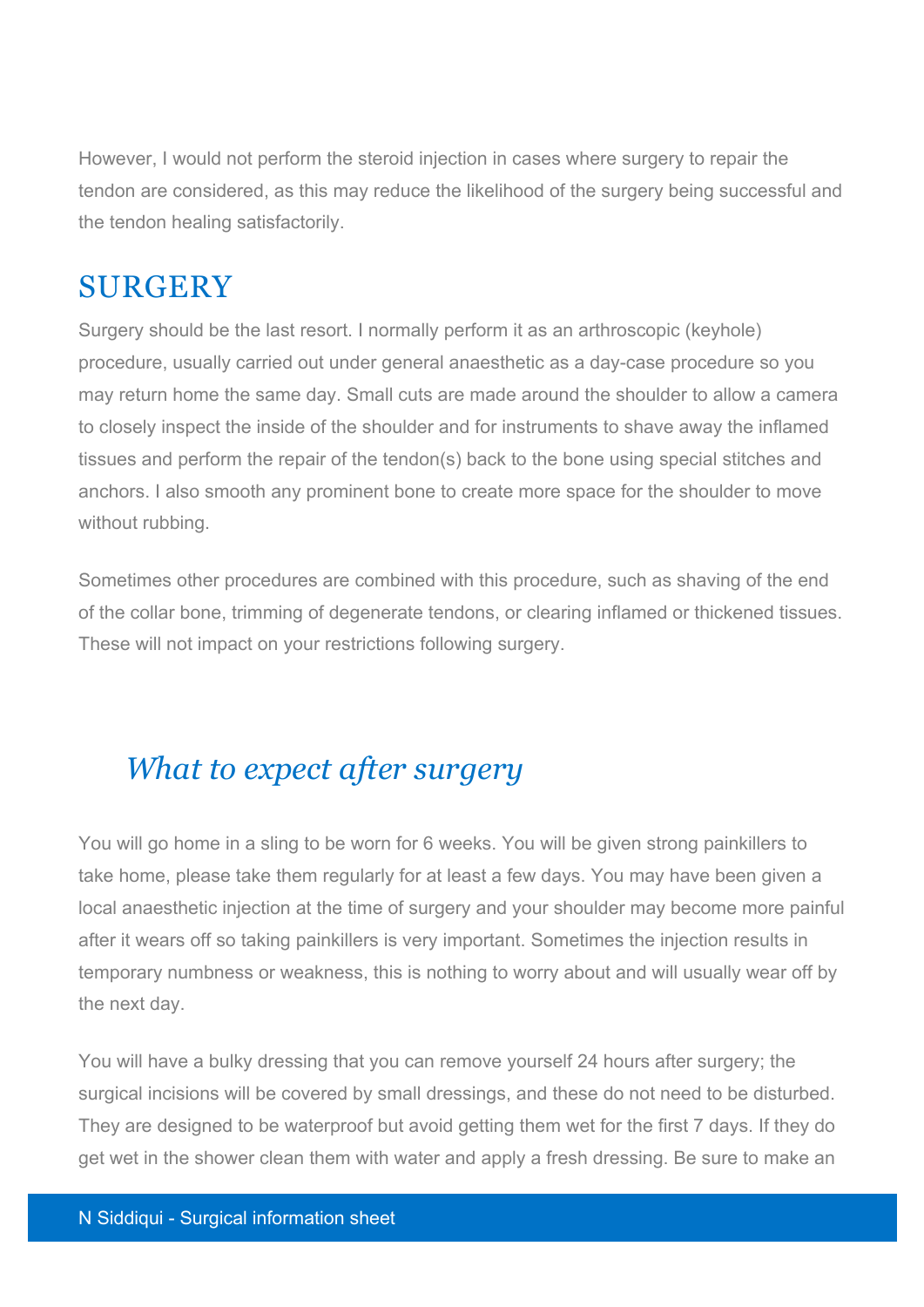However, I would not perform the steroid injection in cases where surgery to repair the tendon are considered, as this may reduce the likelihood of the surgery being successful and the tendon healing satisfactorily.

## SURGERY

Surgery should be the last resort. I normally perform it as an arthroscopic (keyhole) procedure, usually carried out under general anaesthetic as a day-case procedure so you may return home the same day. Small cuts are made around the shoulder to allow a camera to closely inspect the inside of the shoulder and for instruments to shave away the inflamed tissues and perform the repair of the tendon(s) back to the bone using special stitches and anchors. I also smooth any prominent bone to create more space for the shoulder to move without rubbing.

Sometimes other procedures are combined with this procedure, such as shaving of the end of the collar bone, trimming of degenerate tendons, or clearing inflamed or thickened tissues. These will not impact on your restrictions following surgery.

### *What to expect after surgery*

You will go home in a sling to be worn for 6 weeks. You will be given strong painkillers to take home, please take them regularly for at least a few days. You may have been given a local anaesthetic injection at the time of surgery and your shoulder may become more painful after it wears off so taking painkillers is very important. Sometimes the injection results in temporary numbness or weakness, this is nothing to worry about and will usually wear off by the next day.

You will have a bulky dressing that you can remove yourself 24 hours after surgery; the surgical incisions will be covered by small dressings, and these do not need to be disturbed. They are designed to be waterproof but avoid getting them wet for the first 7 days. If they do get wet in the shower clean them with water and apply a fresh dressing. Be sure to make an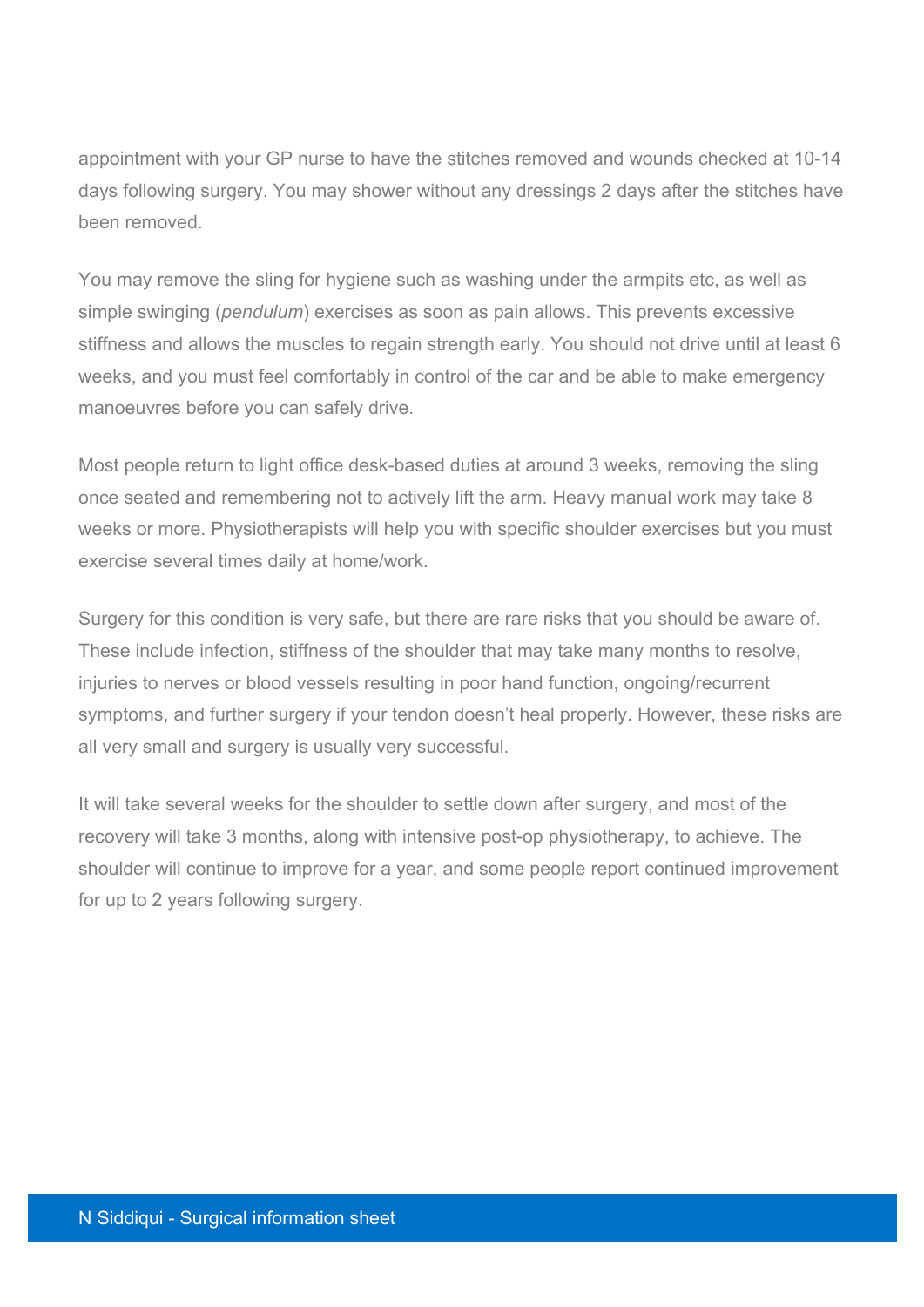appointment with your GP nurse to have the stitches removed and wounds checked at 10-14 days following surgery. You may shower without any dressings 2 days after the stitches have been removed.

You may remove the sling for hygiene such as washing under the armpits etc, as well as simple swinging (*pendulum*) exercises as soon as pain allows. This prevents excessive stiffness and allows the muscles to regain strength early. You should not drive until at least 6 weeks, and you must feel comfortably in control of the car and be able to make emergency manoeuvres before you can safely drive.

Most people return to light office desk-based duties at around 3 weeks, removing the sling once seated and remembering not to actively lift the arm. Heavy manual work may take 8 weeks or more. Physiotherapists will help you with specific shoulder exercises but you must exercise several times daily at home/work.

Surgery for this condition is very safe, but there are rare risks that you should be aware of. These include infection, stiffness of the shoulder that may take many months to resolve, injuries to nerves or blood vessels resulting in poor hand function, ongoing/recurrent symptoms, and further surgery if your tendon doesn't heal properly. However, these risks are all very small and surgery is usually very successful.

It will take several weeks for the shoulder to settle down after surgery, and most of the recovery will take 3 months, along with intensive post-op physiotherapy, to achieve. The shoulder will continue to improve for a year, and some people report continued improvement for up to 2 years following surgery.